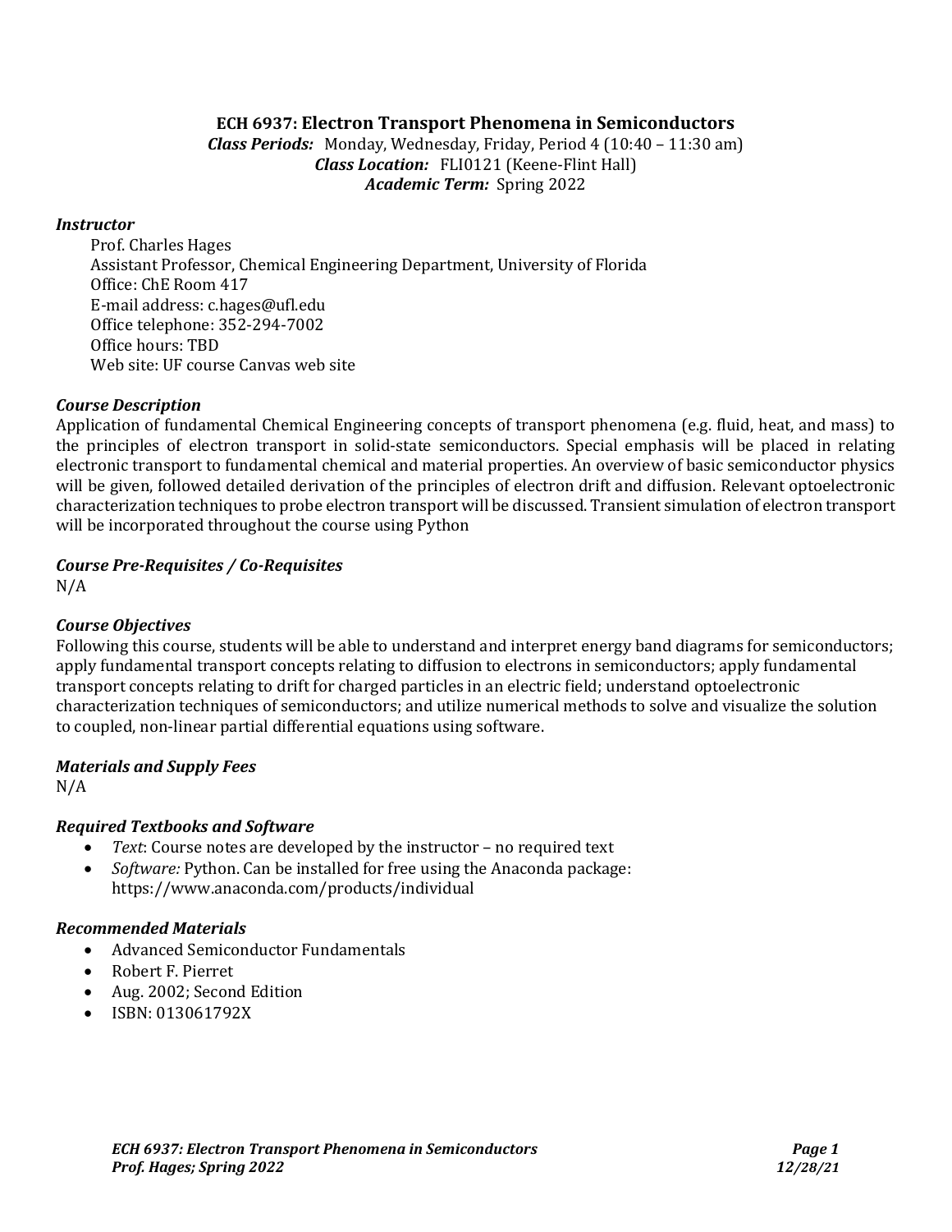# ECH 6937: Electron Transport Phenomena in Semiconductors

***Class Periods:*** Monday, Wednesday, Friday, Period 4 (10:40 – 11:30 am)
***Class Location:*** FLI0121 (Keene-Flint Hall)
***Academic Term:*** Spring 2022

### *Instructor*

Prof. Charles Hages
Assistant Professor, Chemical Engineering Department, University of Florida
Office: ChE Room 417
E-mail address: c.hages@ufl.edu
Office telephone: 352-294-7002
Office hours: TBD
Web site: UF course Canvas web site

### *Course Description*

Application of fundamental Chemical Engineering concepts of transport phenomena (e.g. fluid, heat, and mass) to the principles of electron transport in solid-state semiconductors. Special emphasis will be placed in relating electronic transport to fundamental chemical and material properties. An overview of basic semiconductor physics will be given, followed detailed derivation of the principles of electron drift and diffusion. Relevant optoelectronic characterization techniques to probe electron transport will be discussed. Transient simulation of electron transport will be incorporated throughout the course using Python

### *Course Pre-Requisites / Co-Requisites*

N/A

### *Course Objectives*

Following this course, students will be able to understand and interpret energy band diagrams for semiconductors; apply fundamental transport concepts relating to diffusion to electrons in semiconductors; apply fundamental transport concepts relating to drift for charged particles in an electric field; understand optoelectronic characterization techniques of semiconductors; and utilize numerical methods to solve and visualize the solution to coupled, non-linear partial differential equations using software.

### *Materials and Supply Fees*

N/A

### *Required Textbooks and Software*

- *Text*: Course notes are developed by the instructor – no required text
- *Software:* Python. Can be installed for free using the Anaconda package: https://www.anaconda.com/products/individual

### *Recommended Materials*

- Advanced Semiconductor Fundamentals
- Robert F. Pierret
- Aug. 2002; Second Edition
- ISBN: 013061792X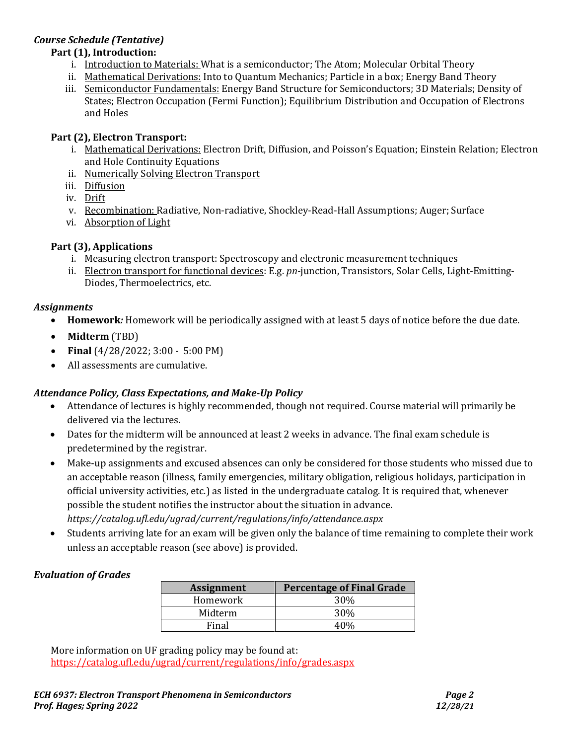### *Course Schedule (Tentative)*

**Part (1), Introduction:**

i. <u>Introduction to Materials:</u> What is a semiconductor; The Atom; Molecular Orbital Theory
ii. <u>Mathematical Derivations:</u> Into to Quantum Mechanics; Particle in a box; Energy Band Theory
iii. <u>Semiconductor Fundamentals:</u> Energy Band Structure for Semiconductors; 3D Materials; Density of States; Electron Occupation (Fermi Function); Equilibrium Distribution and Occupation of Electrons and Holes

**Part (2), Electron Transport:**

i. <u>Mathematical Derivations:</u> Electron Drift, Diffusion, and Poisson's Equation; Einstein Relation; Electron and Hole Continuity Equations
ii. <u>Numerically Solving Electron Transport</u>
iii. <u>Diffusion</u>
iv. <u>Drift</u>
v. <u>Recombination:</u> Radiative, Non-radiative, Shockley-Read-Hall Assumptions; Auger; Surface
vi. <u>Absorption of Light</u>

**Part (3), Applications**

i. <u>Measuring electron transport</u>: Spectroscopy and electronic measurement techniques
ii. <u>Electron transport for functional devices</u>: E.g. *pn*-junction, Transistors, Solar Cells, Light-Emitting-Diodes, Thermoelectrics, etc.

### *Assignments*

- **Homework*:*** Homework will be periodically assigned with at least 5 days of notice before the due date.
- **Midterm** (TBD)
- **Final** (4/28/2022; 3:00 - 5:00 PM)
- All assessments are cumulative.

### *Attendance Policy, Class Expectations, and Make-Up Policy*

- Attendance of lectures is highly recommended, though not required. Course material will primarily be delivered via the lectures.
- Dates for the midterm will be announced at least 2 weeks in advance. The final exam schedule is predetermined by the registrar.
- Make-up assignments and excused absences can only be considered for those students who missed due to an acceptable reason (illness, family emergencies, military obligation, religious holidays, participation in official university activities, etc.) as listed in the undergraduate catalog. It is required that, whenever possible the student notifies the instructor about the situation in advance. *https://catalog.ufl.edu/ugrad/current/regulations/info/attendance.aspx*
- Students arriving late for an exam will be given only the balance of time remaining to complete their work unless an acceptable reason (see above) is provided.

### *Evaluation of Grades*

| Assignment | Percentage of Final Grade |
| --- | --- |
| Homework | 30% |
| Midterm | 30% |
| Final | 40% |

More information on UF grading policy may be found at:
https://catalog.ufl.edu/ugrad/current/regulations/info/grades.aspx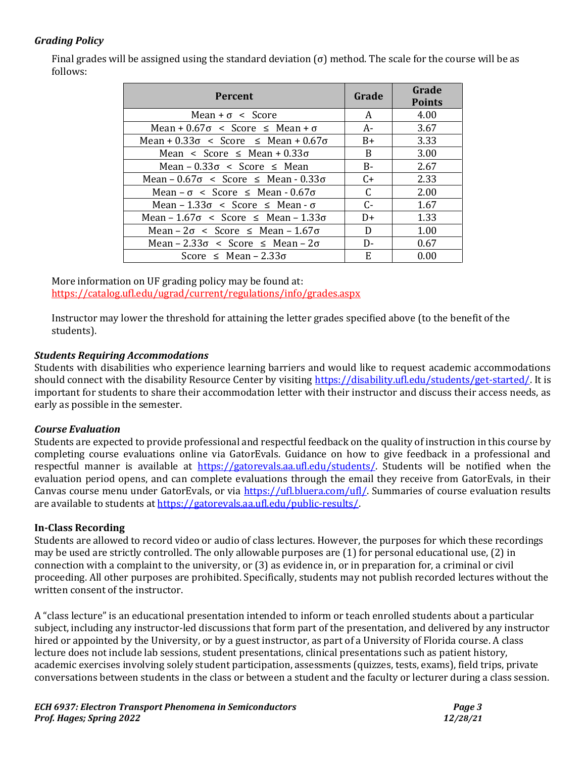### *Grading Policy*

Final grades will be assigned using the standard deviation ($\sigma$) method. The scale for the course will be as follows:

| Percent | Grade | Grade Points |
|---|---|---|
| Mean + $\sigma$ < Score | A | 4.00 |
| Mean + 0.67$\sigma$ < Score ≤ Mean + $\sigma$ | A- | 3.67 |
| Mean + 0.33$\sigma$ < Score ≤ Mean + 0.67$\sigma$ | B+ | 3.33 |
| Mean < Score ≤ Mean + 0.33$\sigma$ | B | 3.00 |
| Mean – 0.33$\sigma$ < Score ≤ Mean | B- | 2.67 |
| Mean – 0.67$\sigma$ < Score ≤ Mean - 0.33$\sigma$ | C+ | 2.33 |
| Mean – $\sigma$ < Score ≤ Mean - 0.67$\sigma$ | C | 2.00 |
| Mean – 1.33$\sigma$ < Score ≤ Mean - $\sigma$ | C- | 1.67 |
| Mean – 1.67$\sigma$ < Score ≤ Mean – 1.33$\sigma$ | D+ | 1.33 |
| Mean – 2$\sigma$ < Score ≤ Mean – 1.67$\sigma$ | D | 1.00 |
| Mean – 2.33$\sigma$ < Score ≤ Mean – 2$\sigma$ | D- | 0.67 |
| Score ≤ Mean – 2.33$\sigma$ | E | 0.00 |

More information on UF grading policy may be found at:
https://catalog.ufl.edu/ugrad/current/regulations/info/grades.aspx

Instructor may lower the threshold for attaining the letter grades specified above (to the benefit of the students).

### *Students Requiring Accommodations*

Students with disabilities who experience learning barriers and would like to request academic accommodations should connect with the disability Resource Center by visiting https://disability.ufl.edu/students/get-started/. It is important for students to share their accommodation letter with their instructor and discuss their access needs, as early as possible in the semester.

### *Course Evaluation*

Students are expected to provide professional and respectful feedback on the quality of instruction in this course by completing course evaluations online via GatorEvals. Guidance on how to give feedback in a professional and respectful manner is available at https://gatorevals.aa.ufl.edu/students/. Students will be notified when the evaluation period opens, and can complete evaluations through the email they receive from GatorEvals, in their Canvas course menu under GatorEvals, or via https://ufl.bluera.com/ufl/. Summaries of course evaluation results are available to students at https://gatorevals.aa.ufl.edu/public-results/.

### In-Class Recording

Students are allowed to record video or audio of class lectures. However, the purposes for which these recordings may be used are strictly controlled. The only allowable purposes are (1) for personal educational use, (2) in connection with a complaint to the university, or (3) as evidence in, or in preparation for, a criminal or civil proceeding. All other purposes are prohibited. Specifically, students may not publish recorded lectures without the written consent of the instructor.

A "class lecture" is an educational presentation intended to inform or teach enrolled students about a particular subject, including any instructor-led discussions that form part of the presentation, and delivered by any instructor hired or appointed by the University, or by a guest instructor, as part of a University of Florida course. A class lecture does not include lab sessions, student presentations, clinical presentations such as patient history, academic exercises involving solely student participation, assessments (quizzes, tests, exams), field trips, private conversations between students in the class or between a student and the faculty or lecturer during a class session.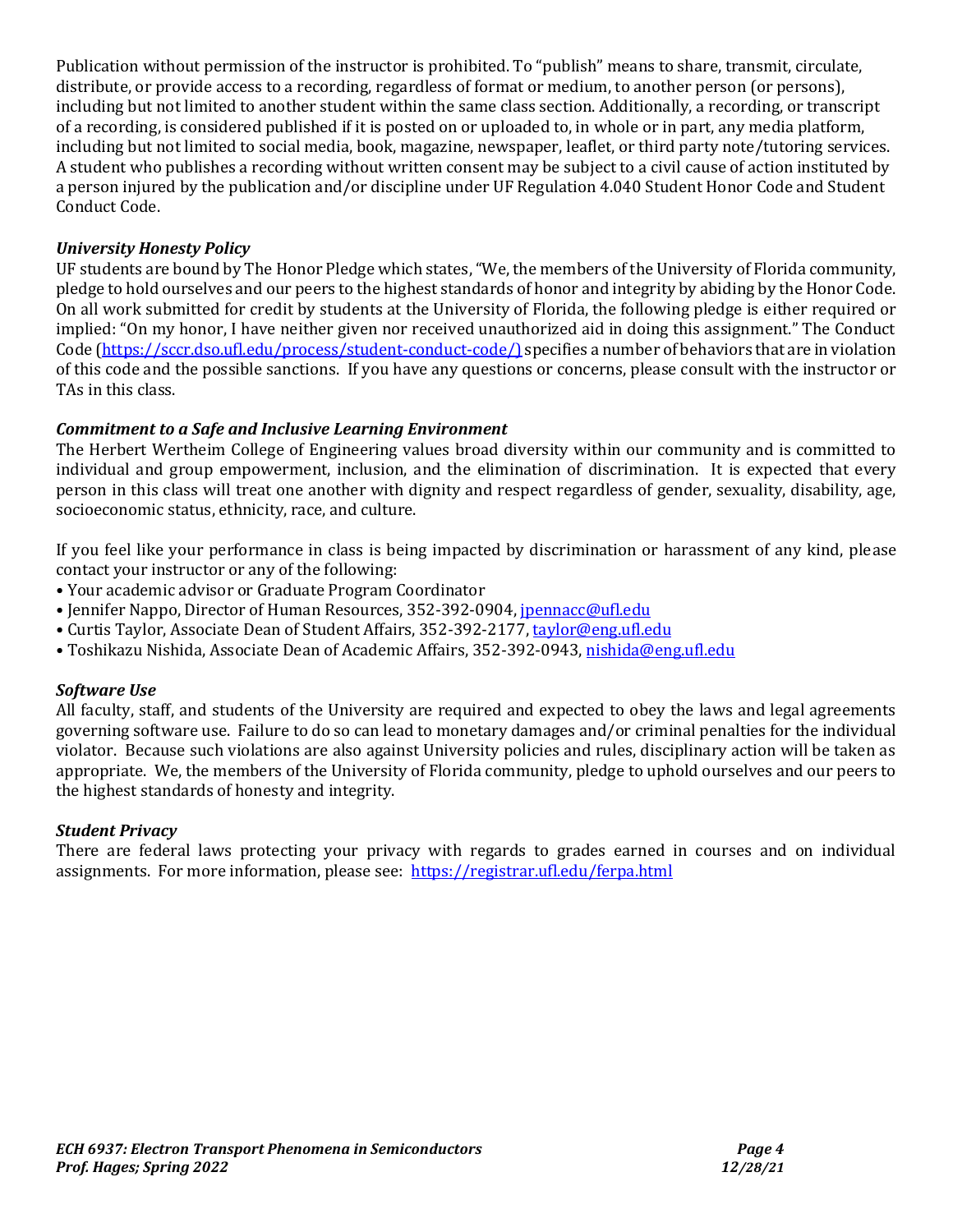Publication without permission of the instructor is prohibited. To "publish" means to share, transmit, circulate, distribute, or provide access to a recording, regardless of format or medium, to another person (or persons), including but not limited to another student within the same class section. Additionally, a recording, or transcript of a recording, is considered published if it is posted on or uploaded to, in whole or in part, any media platform, including but not limited to social media, book, magazine, newspaper, leaflet, or third party note/tutoring services. A student who publishes a recording without written consent may be subject to a civil cause of action instituted by a person injured by the publication and/or discipline under UF Regulation 4.040 Student Honor Code and Student Conduct Code.

***University Honesty Policy***

UF students are bound by The Honor Pledge which states, "We, the members of the University of Florida community, pledge to hold ourselves and our peers to the highest standards of honor and integrity by abiding by the Honor Code. On all work submitted for credit by students at the University of Florida, the following pledge is either required or implied: "On my honor, I have neither given nor received unauthorized aid in doing this assignment." The Conduct Code (https://sccr.dso.ufl.edu/process/student-conduct-code/) specifies a number of behaviors that are in violation of this code and the possible sanctions. If you have any questions or concerns, please consult with the instructor or TAs in this class.

***Commitment to a Safe and Inclusive Learning Environment***

The Herbert Wertheim College of Engineering values broad diversity within our community and is committed to individual and group empowerment, inclusion, and the elimination of discrimination. It is expected that every person in this class will treat one another with dignity and respect regardless of gender, sexuality, disability, age, socioeconomic status, ethnicity, race, and culture.

If you feel like your performance in class is being impacted by discrimination or harassment of any kind, please contact your instructor or any of the following:

- Your academic advisor or Graduate Program Coordinator
- Jennifer Nappo, Director of Human Resources, 352-392-0904, jpennacc@ufl.edu
- Curtis Taylor, Associate Dean of Student Affairs, 352-392-2177, taylor@eng.ufl.edu
- Toshikazu Nishida, Associate Dean of Academic Affairs, 352-392-0943, nishida@eng.ufl.edu

***Software Use***

All faculty, staff, and students of the University are required and expected to obey the laws and legal agreements governing software use. Failure to do so can lead to monetary damages and/or criminal penalties for the individual violator. Because such violations are also against University policies and rules, disciplinary action will be taken as appropriate. We, the members of the University of Florida community, pledge to uphold ourselves and our peers to the highest standards of honesty and integrity.

***Student Privacy***

There are federal laws protecting your privacy with regards to grades earned in courses and on individual assignments. For more information, please see: https://registrar.ufl.edu/ferpa.html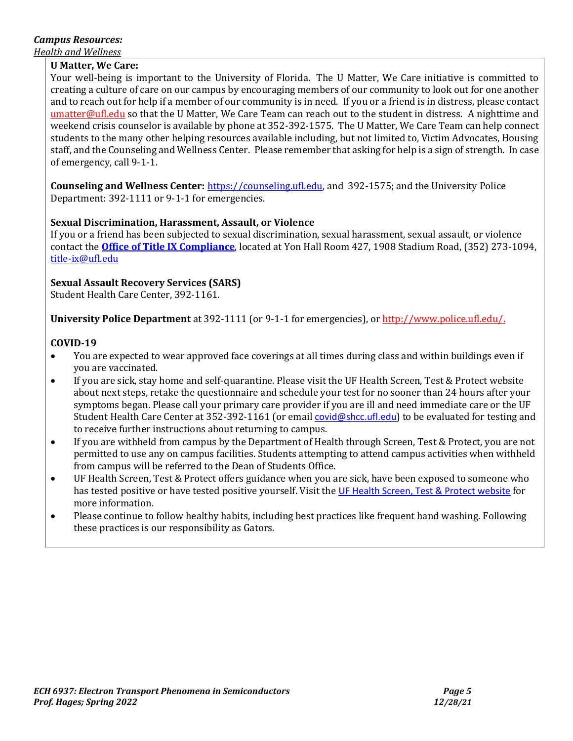***Campus Resources:***

*Health and Wellness*

**U Matter, We Care:**

Your well-being is important to the University of Florida. The U Matter, We Care initiative is committed to creating a culture of care on our campus by encouraging members of our community to look out for one another and to reach out for help if a member of our community is in need. If you or a friend is in distress, please contact umatter@ufl.edu so that the U Matter, We Care Team can reach out to the student in distress. A nighttime and weekend crisis counselor is available by phone at 352-392-1575. The U Matter, We Care Team can help connect students to the many other helping resources available including, but not limited to, Victim Advocates, Housing staff, and the Counseling and Wellness Center. Please remember that asking for help is a sign of strength. In case of emergency, call 9-1-1.

**Counseling and Wellness Center:** https://counseling.ufl.edu, and 392-1575; and the University Police Department: 392-1111 or 9-1-1 for emergencies.

**Sexual Discrimination, Harassment, Assault, or Violence**

If you or a friend has been subjected to sexual discrimination, sexual harassment, sexual assault, or violence contact the **Office of Title IX Compliance**, located at Yon Hall Room 427, 1908 Stadium Road, (352) 273-1094, title-ix@ufl.edu

**Sexual Assault Recovery Services (SARS)**

Student Health Care Center, 392-1161.

**University Police Department** at 392-1111 (or 9-1-1 for emergencies), or http://www.police.ufl.edu/.

**COVID-19**

- You are expected to wear approved face coverings at all times during class and within buildings even if you are vaccinated.
- If you are sick, stay home and self-quarantine. Please visit the UF Health Screen, Test & Protect website about next steps, retake the questionnaire and schedule your test for no sooner than 24 hours after your symptoms began. Please call your primary care provider if you are ill and need immediate care or the UF Student Health Care Center at 352-392-1161 (or email covid@shcc.ufl.edu) to be evaluated for testing and to receive further instructions about returning to campus.
- If you are withheld from campus by the Department of Health through Screen, Test & Protect, you are not permitted to use any on campus facilities. Students attempting to attend campus activities when withheld from campus will be referred to the Dean of Students Office.
- UF Health Screen, Test & Protect offers guidance when you are sick, have been exposed to someone who has tested positive or have tested positive yourself. Visit the UF Health Screen, Test & Protect website for more information.
- Please continue to follow healthy habits, including best practices like frequent hand washing. Following these practices is our responsibility as Gators.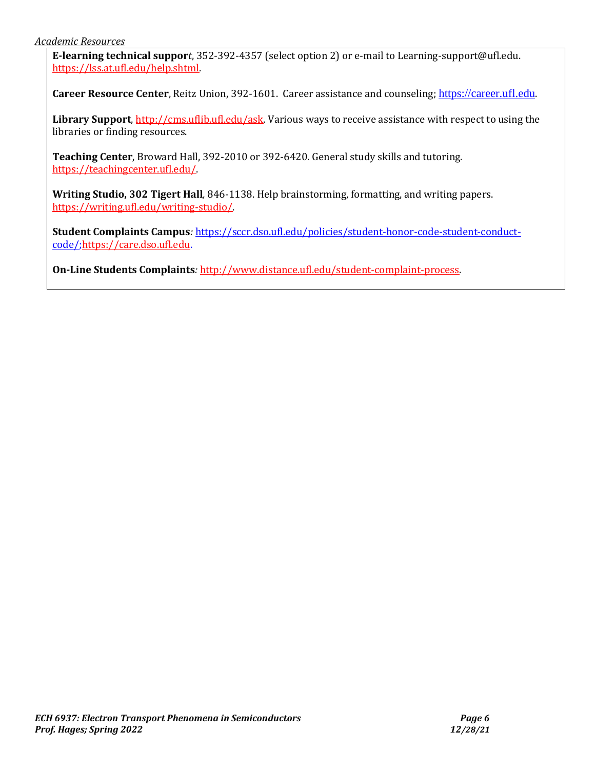*Academic Resources*

**E-learning technical suppor***t*, 352-392-4357 (select option 2) or e-mail to Learning-support@ufl.edu. https://lss.at.ufl.edu/help.shtml.

**Career Resource Center**, Reitz Union, 392-1601. Career assistance and counseling; https://career.ufl.edu.

**Library Support**, http://cms.uflib.ufl.edu/ask. Various ways to receive assistance with respect to using the libraries or finding resources.

**Teaching Center**, Broward Hall, 392-2010 or 392-6420. General study skills and tutoring. https://teachingcenter.ufl.edu/.

**Writing Studio, 302 Tigert Hall***,* 846-1138. Help brainstorming, formatting, and writing papers. https://writing.ufl.edu/writing-studio/.

**Student Complaints Campus***:* https://sccr.dso.ufl.edu/policies/student-honor-code-student-conduct-code/;https://care.dso.ufl.edu.

**On-Line Students Complaints***:* http://www.distance.ufl.edu/student-complaint-process.